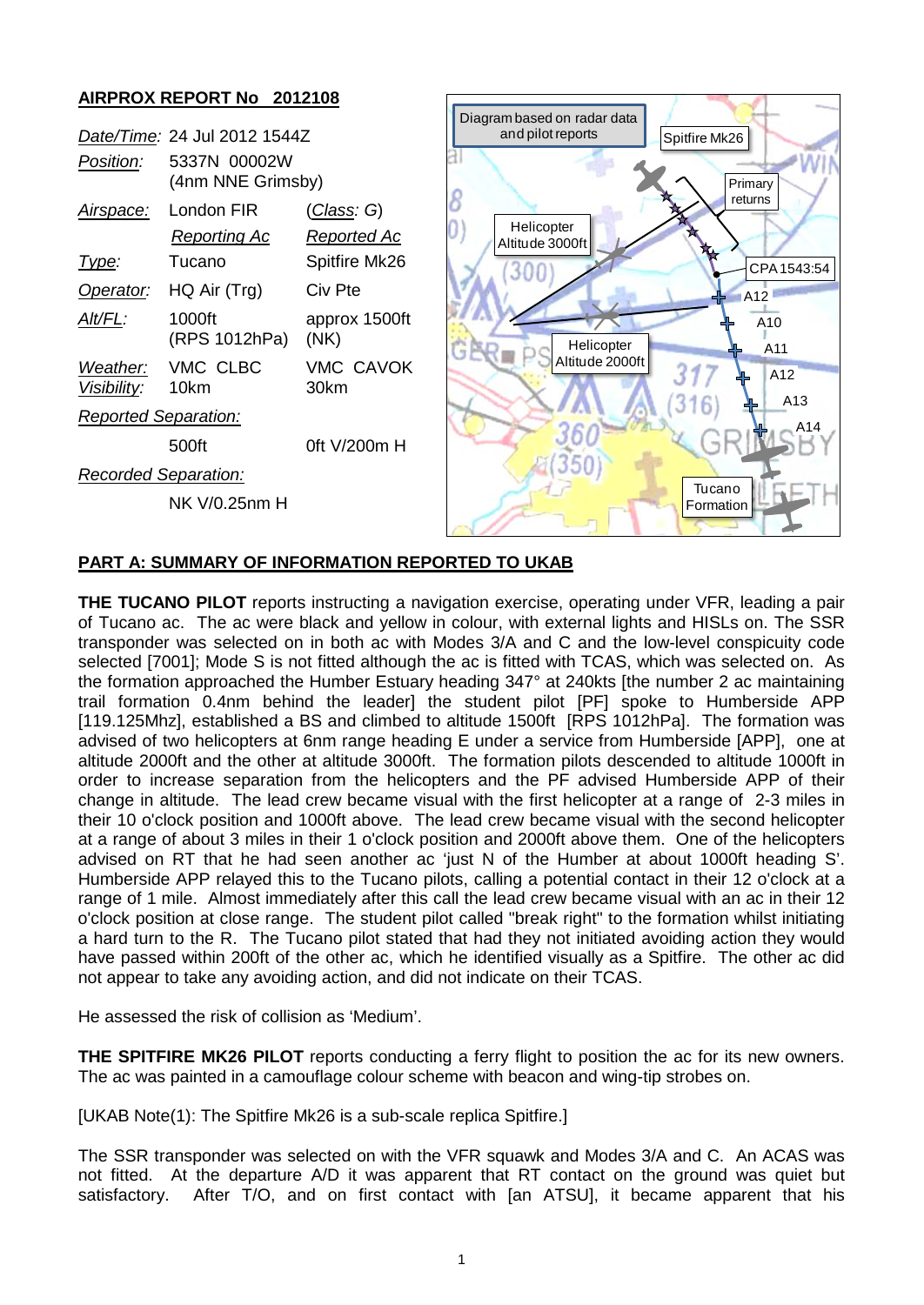## AIRPROX REPORT No 2012108

| | | |
|---|---|---|
| *Date/Time*: | 24 Jul 2012 1544Z | |
| *Position*: | 5337N 00002W (4nm NNE Grimsby) | |
| *Airspace*: | London FIR | (*Class*: G) |
| | *Reporting Ac* | *Reported Ac* |
| *Type*: | Tucano | Spitfire Mk26 |
| *Operator*: | HQ Air (Trg) | Civ Pte |
| *Alt/FL*: | 1000ft (RPS 1012hPa) | approx 1500ft (NK) |
| *Weather*: | VMC CLBC | VMC CAVOK |
| *Visibility*: | 10km | 30km |
| *Reported Separation*: | | |
| | 500ft | 0ft V/200m H |
| *Recorded Separation*: | | |
| | NK V/0.25nm H | |

## PART A: SUMMARY OF INFORMATION REPORTED TO UKAB

**THE TUCANO PILOT** reports instructing a navigation exercise, operating under VFR, leading a pair of Tucano ac. The ac were black and yellow in colour, with external lights and HISLs on. The SSR transponder was selected on in both ac with Modes 3/A and C and the low-level conspicuity code selected [7001]; Mode S is not fitted although the ac is fitted with TCAS, which was selected on. As the formation approached the Humber Estuary heading 347° at 240kts [the number 2 ac maintaining trail formation 0.4nm behind the leader] the student pilot [PF] spoke to Humberside APP [119.125Mhz], established a BS and climbed to altitude 1500ft [RPS 1012hPa]. The formation was advised of two helicopters at 6nm range heading E under a service from Humberside [APP], one at altitude 2000ft and the other at altitude 3000ft. The formation pilots descended to altitude 1000ft in order to increase separation from the helicopters and the PF advised Humberside APP of their change in altitude. The lead crew became visual with the first helicopter at a range of 2-3 miles in their 10 o'clock position and 1000ft above. The lead crew became visual with the second helicopter at a range of about 3 miles in their 1 o'clock position and 2000ft above them. One of the helicopters advised on RT that he had seen another ac 'just N of the Humber at about 1000ft heading S'. Humberside APP relayed this to the Tucano pilots, calling a potential contact in their 12 o'clock at a range of 1 mile. Almost immediately after this call the lead crew became visual with an ac in their 12 o'clock position at close range. The student pilot called "break right" to the formation whilst initiating a hard turn to the R. The Tucano pilot stated that had they not initiated avoiding action they would have passed within 200ft of the other ac, which he identified visually as a Spitfire. The other ac did not appear to take any avoiding action, and did not indicate on their TCAS.

He assessed the risk of collision as 'Medium'.

**THE SPITFIRE MK26 PILOT** reports conducting a ferry flight to position the ac for its new owners. The ac was painted in a camouflage colour scheme with beacon and wing-tip strobes on.

[UKAB Note(1): The Spitfire Mk26 is a sub-scale replica Spitfire.]

The SSR transponder was selected on with the VFR squawk and Modes 3/A and C. An ACAS was not fitted. At the departure A/D it was apparent that RT contact on the ground was quiet but satisfactory. After T/O, and on first contact with [an ATSU], it became apparent that his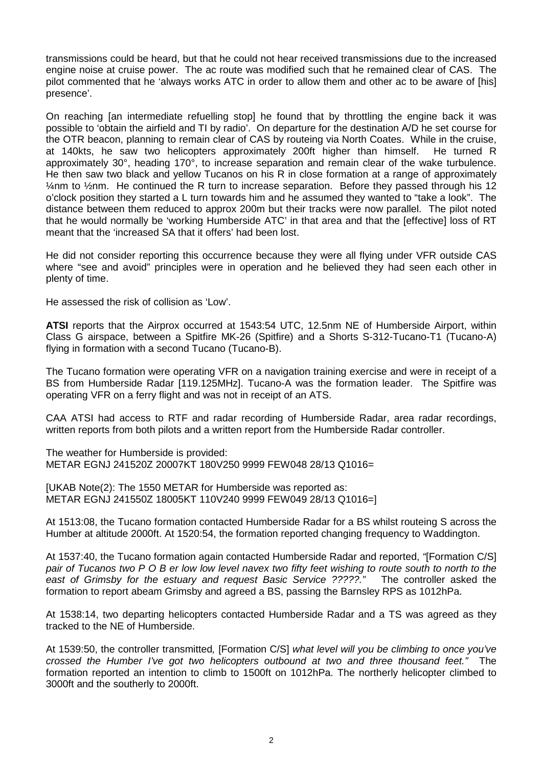transmissions could be heard, but that he could not hear received transmissions due to the increased engine noise at cruise power. The ac route was modified such that he remained clear of CAS. The pilot commented that he 'always works ATC in order to allow them and other ac to be aware of [his] presence'.

On reaching [an intermediate refuelling stop] he found that by throttling the engine back it was possible to 'obtain the airfield and TI by radio'. On departure for the destination A/D he set course for the OTR beacon, planning to remain clear of CAS by routeing via North Coates. While in the cruise, at 140kts, he saw two helicopters approximately 200ft higher than himself. He turned R approximately 30°, heading 170°, to increase separation and remain clear of the wake turbulence. He then saw two black and yellow Tucanos on his R in close formation at a range of approximately ¼nm to ½nm. He continued the R turn to increase separation. Before they passed through his 12 o'clock position they started a L turn towards him and he assumed they wanted to "take a look". The distance between them reduced to approx 200m but their tracks were now parallel. The pilot noted that he would normally be 'working Humberside ATC' in that area and that the [effective] loss of RT meant that the 'increased SA that it offers' had been lost.

He did not consider reporting this occurrence because they were all flying under VFR outside CAS where "see and avoid" principles were in operation and he believed they had seen each other in plenty of time.

He assessed the risk of collision as 'Low'.

**ATSI** reports that the Airprox occurred at 1543:54 UTC, 12.5nm NE of Humberside Airport, within Class G airspace, between a Spitfire MK-26 (Spitfire) and a Shorts S-312-Tucano-T1 (Tucano-A) flying in formation with a second Tucano (Tucano-B).

The Tucano formation were operating VFR on a navigation training exercise and were in receipt of a BS from Humberside Radar [119.125MHz]. Tucano-A was the formation leader. The Spitfire was operating VFR on a ferry flight and was not in receipt of an ATS.

CAA ATSI had access to RTF and radar recording of Humberside Radar, area radar recordings, written reports from both pilots and a written report from the Humberside Radar controller.

The weather for Humberside is provided:
METAR EGNJ 241520Z 20007KT 180V250 9999 FEW048 28/13 Q1016=

[UKAB Note(2): The 1550 METAR for Humberside was reported as:
METAR EGNJ 241550Z 18005KT 110V240 9999 FEW049 28/13 Q1016=]

At 1513:08, the Tucano formation contacted Humberside Radar for a BS whilst routeing S across the Humber at altitude 2000ft. At 1520:54, the formation reported changing frequency to Waddington.

At 1537:40, the Tucano formation again contacted Humberside Radar and reported, *"*[Formation C/S] *pair of Tucanos two P O B er low low level navex two fifty feet wishing to route south to north to the east of Grimsby for the estuary and request Basic Service ?????."* The controller asked the formation to report abeam Grimsby and agreed a BS, passing the Barnsley RPS as 1012hPa.

At 1538:14, two departing helicopters contacted Humberside Radar and a TS was agreed as they tracked to the NE of Humberside.

At 1539:50, the controller transmitted*,* [Formation C/S] *what level will you be climbing to once you've crossed the Humber I've got two helicopters outbound at two and three thousand feet."* The formation reported an intention to climb to 1500ft on 1012hPa. The northerly helicopter climbed to 3000ft and the southerly to 2000ft.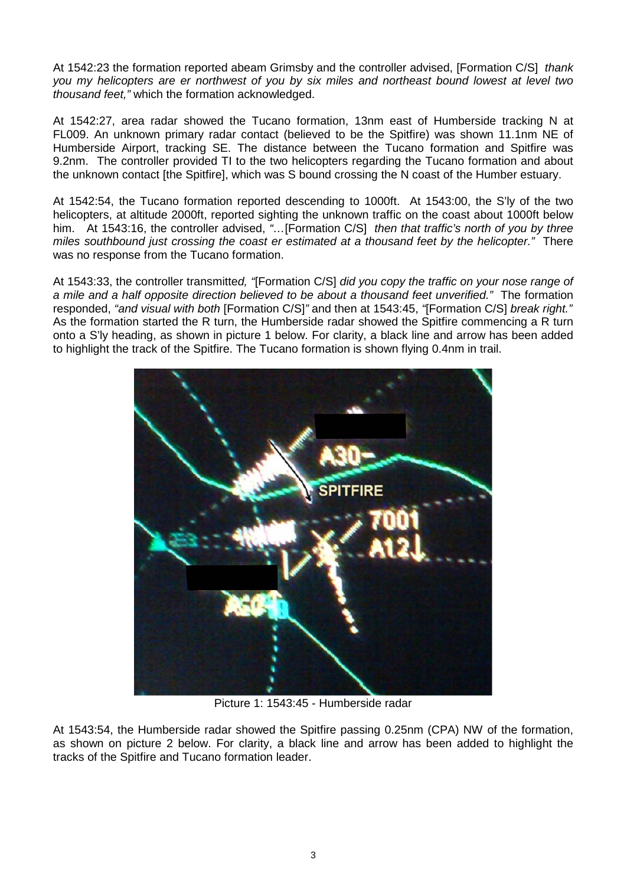At 1542:23 the formation reported abeam Grimsby and the controller advised, [Formation C/S] *thank you my helicopters are er northwest of you by six miles and northeast bound lowest at level two thousand feet,"* which the formation acknowledged.

At 1542:27, area radar showed the Tucano formation, 13nm east of Humberside tracking N at FL009. An unknown primary radar contact (believed to be the Spitfire) was shown 11.1nm NE of Humberside Airport, tracking SE. The distance between the Tucano formation and Spitfire was 9.2nm. The controller provided TI to the two helicopters regarding the Tucano formation and about the unknown contact [the Spitfire], which was S bound crossing the N coast of the Humber estuary.

At 1542:54, the Tucano formation reported descending to 1000ft. At 1543:00, the S'ly of the two helicopters, at altitude 2000ft, reported sighting the unknown traffic on the coast about 1000ft below him. At 1543:16, the controller advised, *"…*[Formation C/S] *then that traffic's north of you by three miles southbound just crossing the coast er estimated at a thousand feet by the helicopter."* There was no response from the Tucano formation.

At 1543:33, the controller transmitted*, "*[Formation C/S] *did you copy the traffic on your nose range of a mile and a half opposite direction believed to be about a thousand feet unverified."* The formation responded, *"and visual with both* [Formation C/S]*"* and then at 1543:45, *"*[Formation C/S] *break right."* As the formation started the R turn, the Humberside radar showed the Spitfire commencing a R turn onto a S'ly heading, as shown in picture 1 below. For clarity, a black line and arrow has been added to highlight the track of the Spitfire. The Tucano formation is shown flying 0.4nm in trail.

Picture 1: 1543:45 - Humberside radar

At 1543:54, the Humberside radar showed the Spitfire passing 0.25nm (CPA) NW of the formation, as shown on picture 2 below. For clarity, a black line and arrow has been added to highlight the tracks of the Spitfire and Tucano formation leader.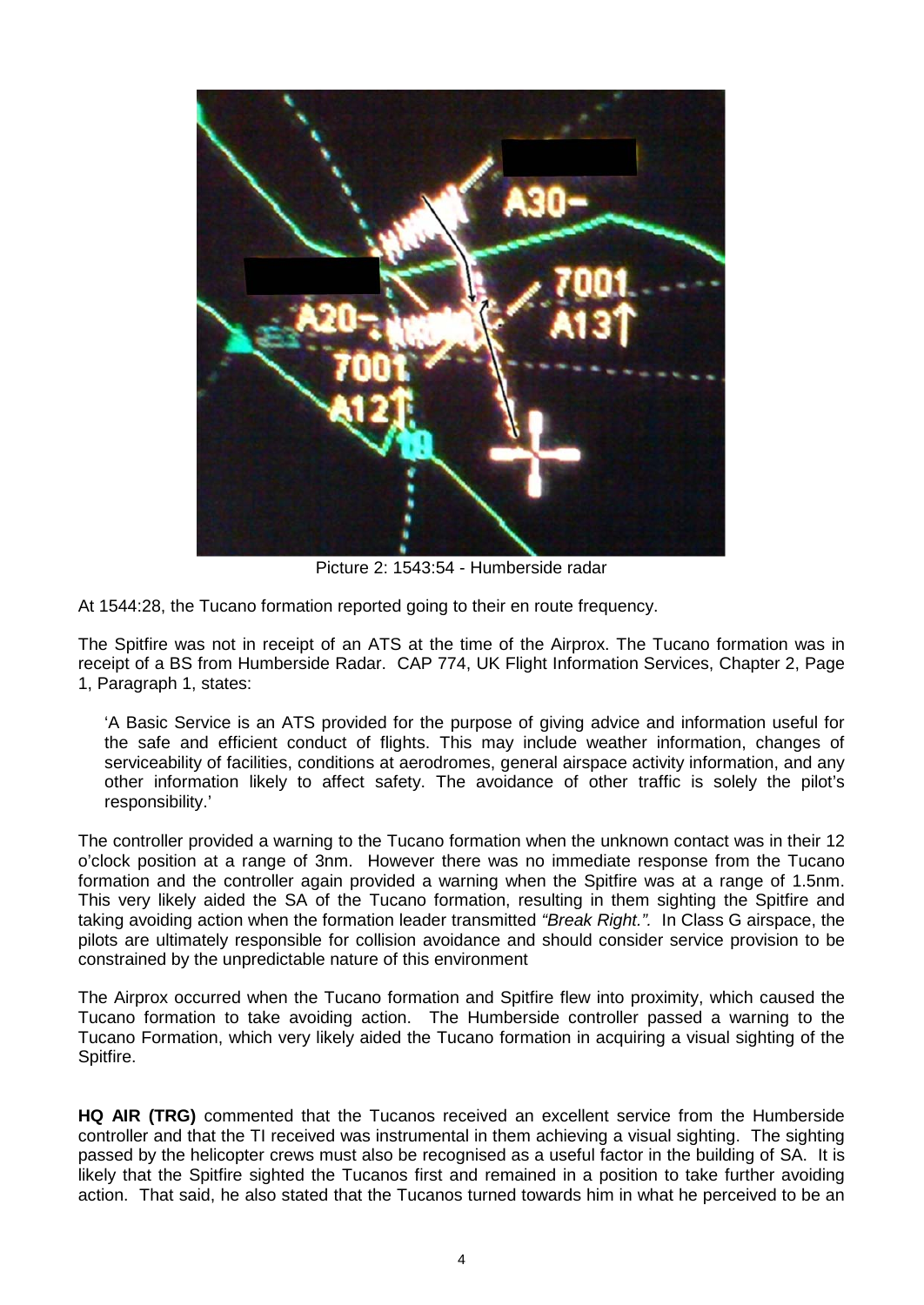Picture 2: 1543:54 - Humberside radar

At 1544:28, the Tucano formation reported going to their en route frequency.

The Spitfire was not in receipt of an ATS at the time of the Airprox. The Tucano formation was in receipt of a BS from Humberside Radar. CAP 774, UK Flight Information Services, Chapter 2, Page 1, Paragraph 1, states:

> 'A Basic Service is an ATS provided for the purpose of giving advice and information useful for the safe and efficient conduct of flights. This may include weather information, changes of serviceability of facilities, conditions at aerodromes, general airspace activity information, and any other information likely to affect safety. The avoidance of other traffic is solely the pilot's responsibility.'

The controller provided a warning to the Tucano formation when the unknown contact was in their 12 o'clock position at a range of 3nm. However there was no immediate response from the Tucano formation and the controller again provided a warning when the Spitfire was at a range of 1.5nm. This very likely aided the SA of the Tucano formation, resulting in them sighting the Spitfire and taking avoiding action when the formation leader transmitted *"Break Right."*. In Class G airspace, the pilots are ultimately responsible for collision avoidance and should consider service provision to be constrained by the unpredictable nature of this environment

The Airprox occurred when the Tucano formation and Spitfire flew into proximity, which caused the Tucano formation to take avoiding action. The Humberside controller passed a warning to the Tucano Formation, which very likely aided the Tucano formation in acquiring a visual sighting of the Spitfire.

**HQ AIR (TRG)** commented that the Tucanos received an excellent service from the Humberside controller and that the TI received was instrumental in them achieving a visual sighting. The sighting passed by the helicopter crews must also be recognised as a useful factor in the building of SA. It is likely that the Spitfire sighted the Tucanos first and remained in a position to take further avoiding action. That said, he also stated that the Tucanos turned towards him in what he perceived to be an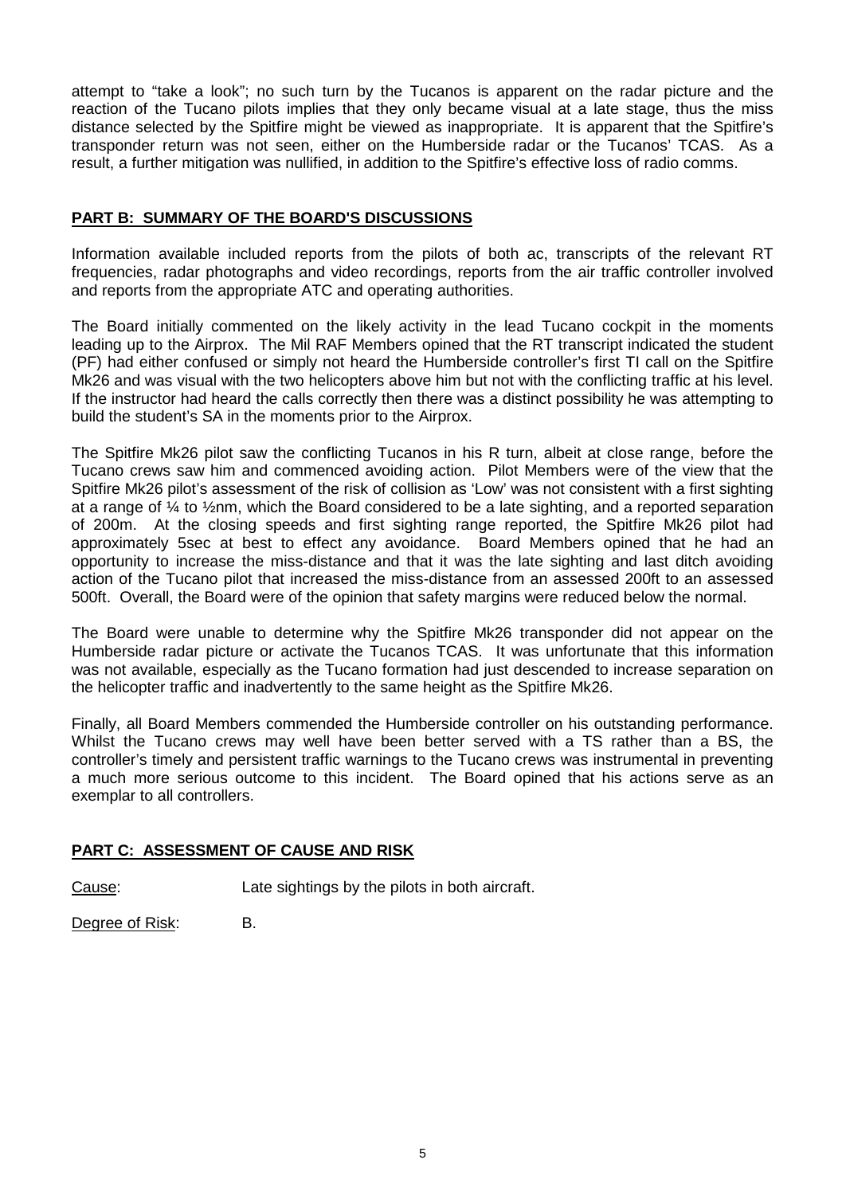attempt to "take a look"; no such turn by the Tucanos is apparent on the radar picture and the reaction of the Tucano pilots implies that they only became visual at a late stage, thus the miss distance selected by the Spitfire might be viewed as inappropriate. It is apparent that the Spitfire's transponder return was not seen, either on the Humberside radar or the Tucanos' TCAS. As a result, a further mitigation was nullified, in addition to the Spitfire's effective loss of radio comms.

## PART B: SUMMARY OF THE BOARD'S DISCUSSIONS

Information available included reports from the pilots of both ac, transcripts of the relevant RT frequencies, radar photographs and video recordings, reports from the air traffic controller involved and reports from the appropriate ATC and operating authorities.

The Board initially commented on the likely activity in the lead Tucano cockpit in the moments leading up to the Airprox. The Mil RAF Members opined that the RT transcript indicated the student (PF) had either confused or simply not heard the Humberside controller's first TI call on the Spitfire Mk26 and was visual with the two helicopters above him but not with the conflicting traffic at his level. If the instructor had heard the calls correctly then there was a distinct possibility he was attempting to build the student's SA in the moments prior to the Airprox.

The Spitfire Mk26 pilot saw the conflicting Tucanos in his R turn, albeit at close range, before the Tucano crews saw him and commenced avoiding action. Pilot Members were of the view that the Spitfire Mk26 pilot's assessment of the risk of collision as 'Low' was not consistent with a first sighting at a range of ¼ to ½nm, which the Board considered to be a late sighting, and a reported separation of 200m. At the closing speeds and first sighting range reported, the Spitfire Mk26 pilot had approximately 5sec at best to effect any avoidance. Board Members opined that he had an opportunity to increase the miss-distance and that it was the late sighting and last ditch avoiding action of the Tucano pilot that increased the miss-distance from an assessed 200ft to an assessed 500ft. Overall, the Board were of the opinion that safety margins were reduced below the normal.

The Board were unable to determine why the Spitfire Mk26 transponder did not appear on the Humberside radar picture or activate the Tucanos TCAS. It was unfortunate that this information was not available, especially as the Tucano formation had just descended to increase separation on the helicopter traffic and inadvertently to the same height as the Spitfire Mk26.

Finally, all Board Members commended the Humberside controller on his outstanding performance. Whilst the Tucano crews may well have been better served with a TS rather than a BS, the controller's timely and persistent traffic warnings to the Tucano crews was instrumental in preventing a much more serious outcome to this incident. The Board opined that his actions serve as an exemplar to all controllers.

## PART C: ASSESSMENT OF CAUSE AND RISK

Cause: Late sightings by the pilots in both aircraft.

Degree of Risk: B.